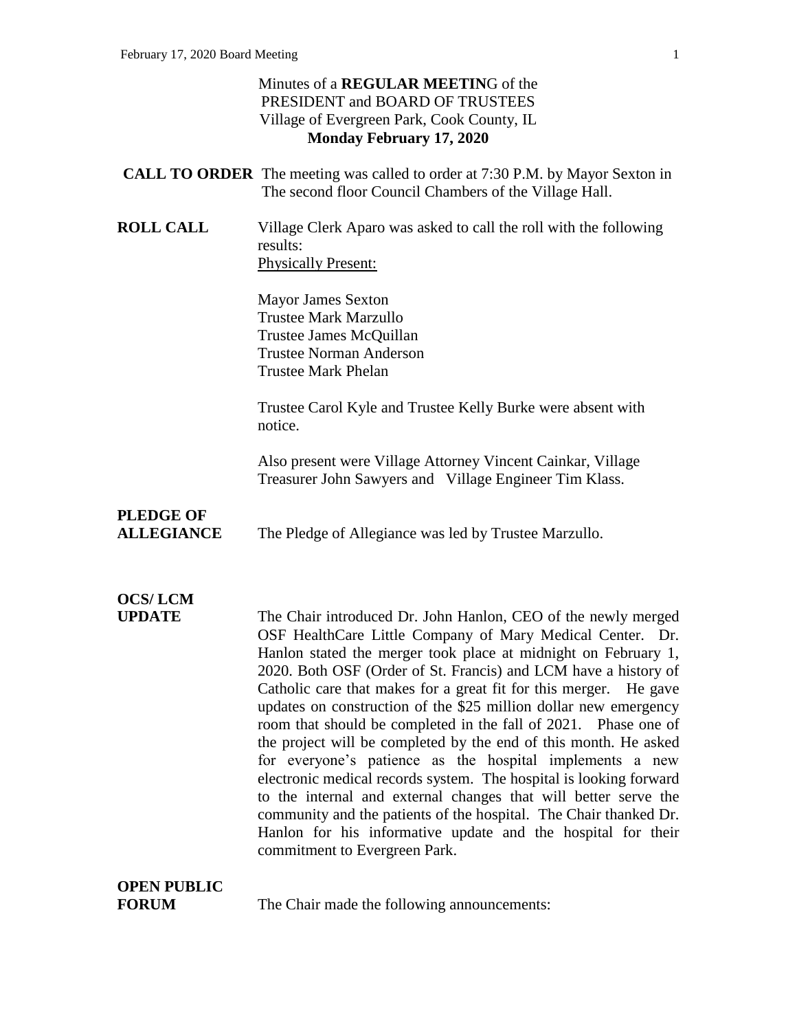Minutes of a **REGULAR MEETIN**G of the
PRESIDENT and BOARD OF TRUSTEES
Village of Evergreen Park, Cook County, IL
**Monday February 17, 2020**

**CALL TO ORDER** The meeting was called to order at 7:30 P.M. by Mayor Sexton in The second floor Council Chambers of the Village Hall.

**ROLL CALL** Village Clerk Aparo was asked to call the roll with the following results:

Physically Present:

Mayor James Sexton
Trustee Mark Marzullo
Trustee James McQuillan
Trustee Norman Anderson
Trustee Mark Phelan

Trustee Carol Kyle and Trustee Kelly Burke were absent with notice.

Also present were Village Attorney Vincent Cainkar, Village Treasurer John Sawyers and Village Engineer Tim Klass.

**PLEDGE OF ALLEGIANCE** The Pledge of Allegiance was led by Trustee Marzullo.

**OCS/ LCM UPDATE** The Chair introduced Dr. John Hanlon, CEO of the newly merged OSF HealthCare Little Company of Mary Medical Center. Dr. Hanlon stated the merger took place at midnight on February 1, 2020. Both OSF (Order of St. Francis) and LCM have a history of Catholic care that makes for a great fit for this merger. He gave updates on construction of the $25 million dollar new emergency room that should be completed in the fall of 2021. Phase one of the project will be completed by the end of this month. He asked for everyone's patience as the hospital implements a new electronic medical records system. The hospital is looking forward to the internal and external changes that will better serve the community and the patients of the hospital. The Chair thanked Dr. Hanlon for his informative update and the hospital for their commitment to Evergreen Park.

**OPEN PUBLIC FORUM** The Chair made the following announcements: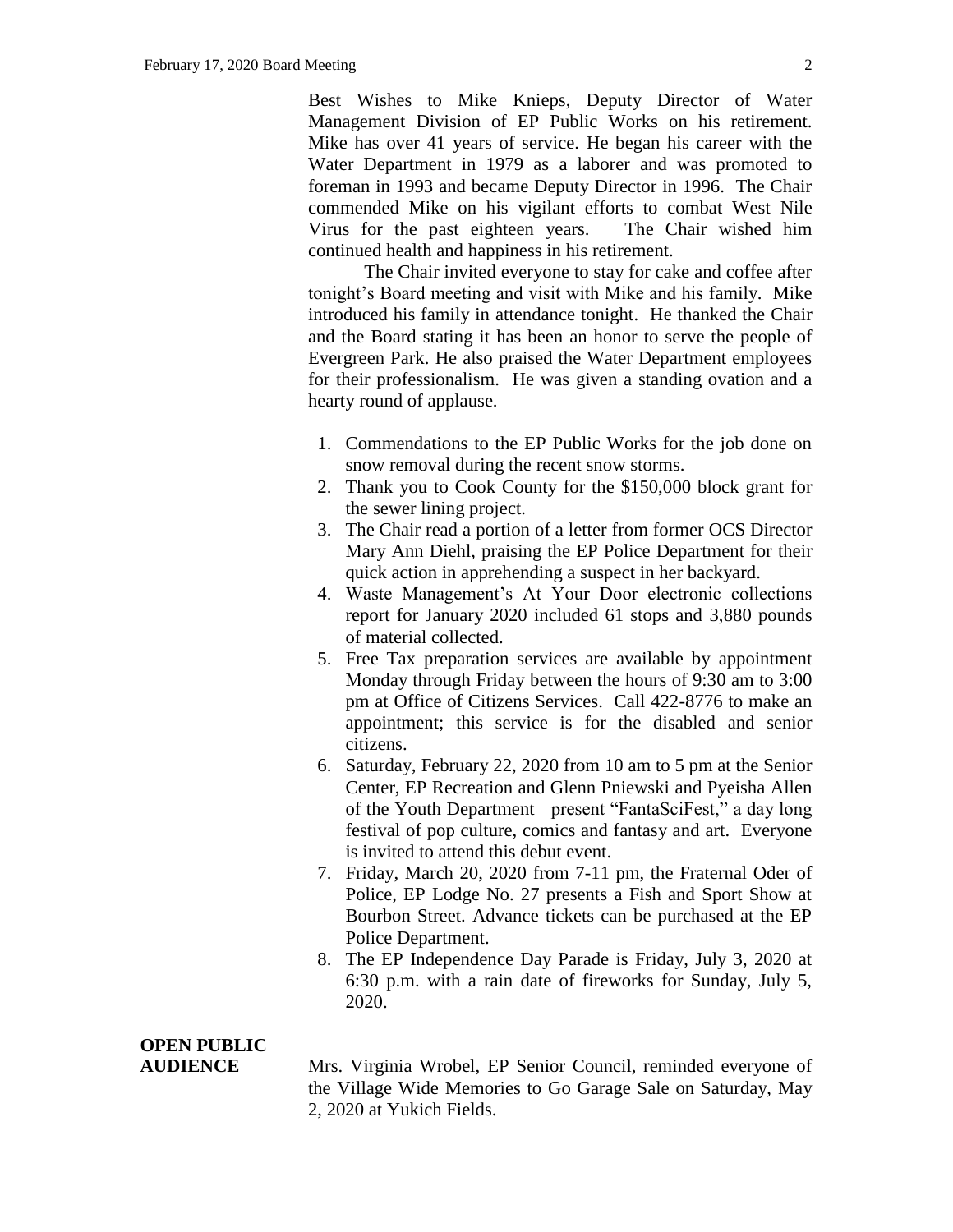Best Wishes to Mike Knieps, Deputy Director of Water Management Division of EP Public Works on his retirement. Mike has over 41 years of service. He began his career with the Water Department in 1979 as a laborer and was promoted to foreman in 1993 and became Deputy Director in 1996. The Chair commended Mike on his vigilant efforts to combat West Nile Virus for the past eighteen years. The Chair wished him continued health and happiness in his retirement.

The Chair invited everyone to stay for cake and coffee after tonight's Board meeting and visit with Mike and his family. Mike introduced his family in attendance tonight. He thanked the Chair and the Board stating it has been an honor to serve the people of Evergreen Park. He also praised the Water Department employees for their professionalism. He was given a standing ovation and a hearty round of applause.

1. Commendations to the EP Public Works for the job done on snow removal during the recent snow storms.
2. Thank you to Cook County for the $150,000 block grant for the sewer lining project.
3. The Chair read a portion of a letter from former OCS Director Mary Ann Diehl, praising the EP Police Department for their quick action in apprehending a suspect in her backyard.
4. Waste Management's At Your Door electronic collections report for January 2020 included 61 stops and 3,880 pounds of material collected.
5. Free Tax preparation services are available by appointment Monday through Friday between the hours of 9:30 am to 3:00 pm at Office of Citizens Services. Call 422-8776 to make an appointment; this service is for the disabled and senior citizens.
6. Saturday, February 22, 2020 from 10 am to 5 pm at the Senior Center, EP Recreation and Glenn Pniewski and Pyeisha Allen of the Youth Department present "FantaSciFest," a day long festival of pop culture, comics and fantasy and art. Everyone is invited to attend this debut event.
7. Friday, March 20, 2020 from 7-11 pm, the Fraternal Oder of Police, EP Lodge No. 27 presents a Fish and Sport Show at Bourbon Street. Advance tickets can be purchased at the EP Police Department.
8. The EP Independence Day Parade is Friday, July 3, 2020 at 6:30 p.m. with a rain date of fireworks for Sunday, July 5, 2020.

**OPEN PUBLIC AUDIENCE**

Mrs. Virginia Wrobel, EP Senior Council, reminded everyone of the Village Wide Memories to Go Garage Sale on Saturday, May 2, 2020 at Yukich Fields.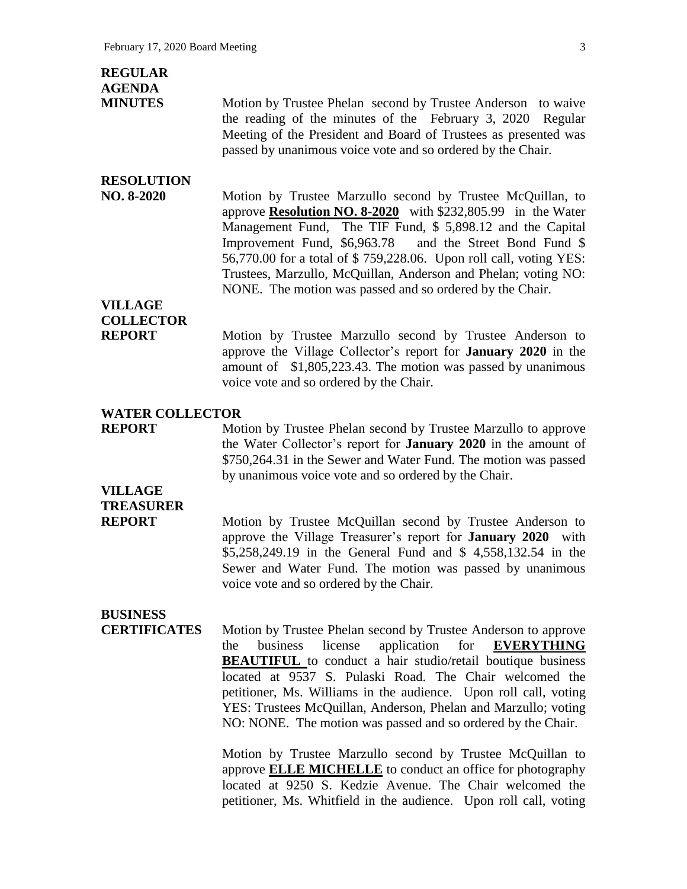**REGULAR AGENDA**

**MINUTES** Motion by Trustee Phelan second by Trustee Anderson to waive the reading of the minutes of the February 3, 2020 Regular Meeting of the President and Board of Trustees as presented was passed by unanimous voice vote and so ordered by the Chair.

**RESOLUTION NO. 8-2020** Motion by Trustee Marzullo second by Trustee McQuillan, to approve **Resolution NO. 8-2020** with $232,805.99 in the Water Management Fund, The TIF Fund, $ 5,898.12 and the Capital Improvement Fund, $6,963.78 and the Street Bond Fund $ 56,770.00 for a total of $ 759,228.06. Upon roll call, voting YES: Trustees, Marzullo, McQuillan, Anderson and Phelan; voting NO: NONE. The motion was passed and so ordered by the Chair.

**VILLAGE COLLECTOR REPORT** Motion by Trustee Marzullo second by Trustee Anderson to approve the Village Collector's report for **January 2020** in the amount of $1,805,223.43. The motion was passed by unanimous voice vote and so ordered by the Chair.

**WATER COLLECTOR REPORT** Motion by Trustee Phelan second by Trustee Marzullo to approve the Water Collector's report for **January 2020** in the amount of $750,264.31 in the Sewer and Water Fund. The motion was passed by unanimous voice vote and so ordered by the Chair.

**VILLAGE TREASURER REPORT** Motion by Trustee McQuillan second by Trustee Anderson to approve the Village Treasurer's report for **January 2020** with $5,258,249.19 in the General Fund and $ 4,558,132.54 in the Sewer and Water Fund. The motion was passed by unanimous voice vote and so ordered by the Chair.

**BUSINESS CERTIFICATES** Motion by Trustee Phelan second by Trustee Anderson to approve the business license application for **EVERYTHING BEAUTIFUL** to conduct a hair studio/retail boutique business located at 9537 S. Pulaski Road. The Chair welcomed the petitioner, Ms. Williams in the audience. Upon roll call, voting YES: Trustees McQuillan, Anderson, Phelan and Marzullo; voting NO: NONE. The motion was passed and so ordered by the Chair.

Motion by Trustee Marzullo second by Trustee McQuillan to approve **ELLE MICHELLE** to conduct an office for photography located at 9250 S. Kedzie Avenue. The Chair welcomed the petitioner, Ms. Whitfield in the audience. Upon roll call, voting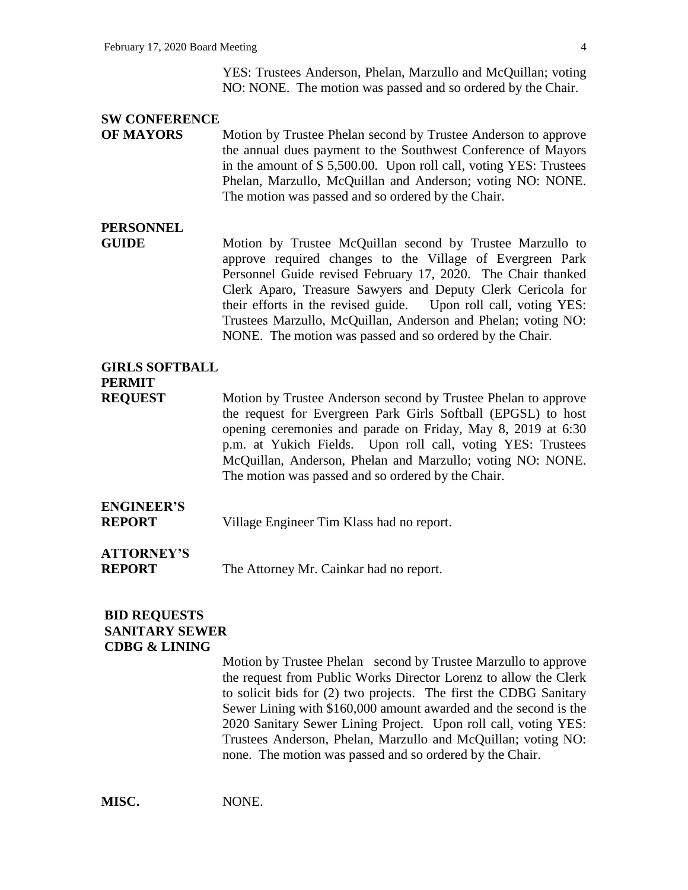YES: Trustees Anderson, Phelan, Marzullo and McQuillan; voting NO: NONE. The motion was passed and so ordered by the Chair.

**SW CONFERENCE OF MAYORS**

Motion by Trustee Phelan second by Trustee Anderson to approve the annual dues payment to the Southwest Conference of Mayors in the amount of $ 5,500.00. Upon roll call, voting YES: Trustees Phelan, Marzullo, McQuillan and Anderson; voting NO: NONE. The motion was passed and so ordered by the Chair.

**PERSONNEL GUIDE**

Motion by Trustee McQuillan second by Trustee Marzullo to approve required changes to the Village of Evergreen Park Personnel Guide revised February 17, 2020. The Chair thanked Clerk Aparo, Treasure Sawyers and Deputy Clerk Cericola for their efforts in the revised guide. Upon roll call, voting YES: Trustees Marzullo, McQuillan, Anderson and Phelan; voting NO: NONE. The motion was passed and so ordered by the Chair.

**GIRLS SOFTBALL PERMIT REQUEST**

Motion by Trustee Anderson second by Trustee Phelan to approve the request for Evergreen Park Girls Softball (EPGSL) to host opening ceremonies and parade on Friday, May 8, 2019 at 6:30 p.m. at Yukich Fields. Upon roll call, voting YES: Trustees McQuillan, Anderson, Phelan and Marzullo; voting NO: NONE. The motion was passed and so ordered by the Chair.

**ENGINEER'S REPORT**

Village Engineer Tim Klass had no report.

**ATTORNEY'S REPORT**

The Attorney Mr. Cainkar had no report.

**BID REQUESTS SANITARY SEWER CDBG & LINING**

Motion by Trustee Phelan second by Trustee Marzullo to approve the request from Public Works Director Lorenz to allow the Clerk to solicit bids for (2) two projects. The first the CDBG Sanitary Sewer Lining with $160,000 amount awarded and the second is the 2020 Sanitary Sewer Lining Project. Upon roll call, voting YES: Trustees Anderson, Phelan, Marzullo and McQuillan; voting NO: none. The motion was passed and so ordered by the Chair.

**MISC.**

NONE.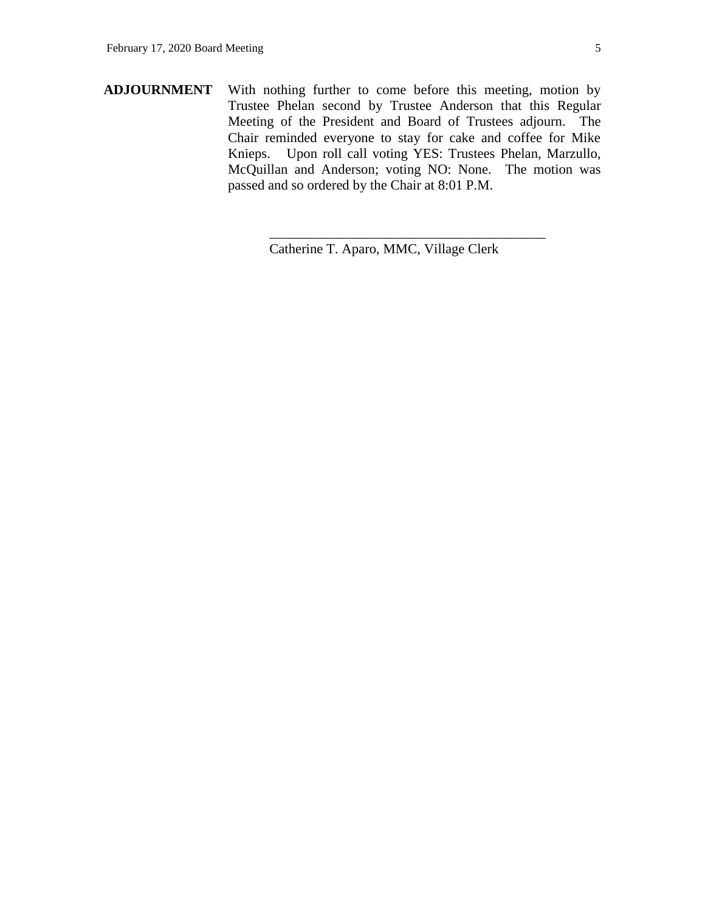**ADJOURNMENT** With nothing further to come before this meeting, motion by Trustee Phelan second by Trustee Anderson that this Regular Meeting of the President and Board of Trustees adjourn. The Chair reminded everyone to stay for cake and coffee for Mike Knieps. Upon roll call voting YES: Trustees Phelan, Marzullo, McQuillan and Anderson; voting NO: None. The motion was passed and so ordered by the Chair at 8:01 P.M.

\_\_\_\_\_\_\_\_\_\_\_\_\_\_\_\_\_\_\_\_\_\_\_\_\_\_\_\_\_\_\_\_\_\_\_\_\_\_\_\_

Catherine T. Aparo, MMC, Village Clerk